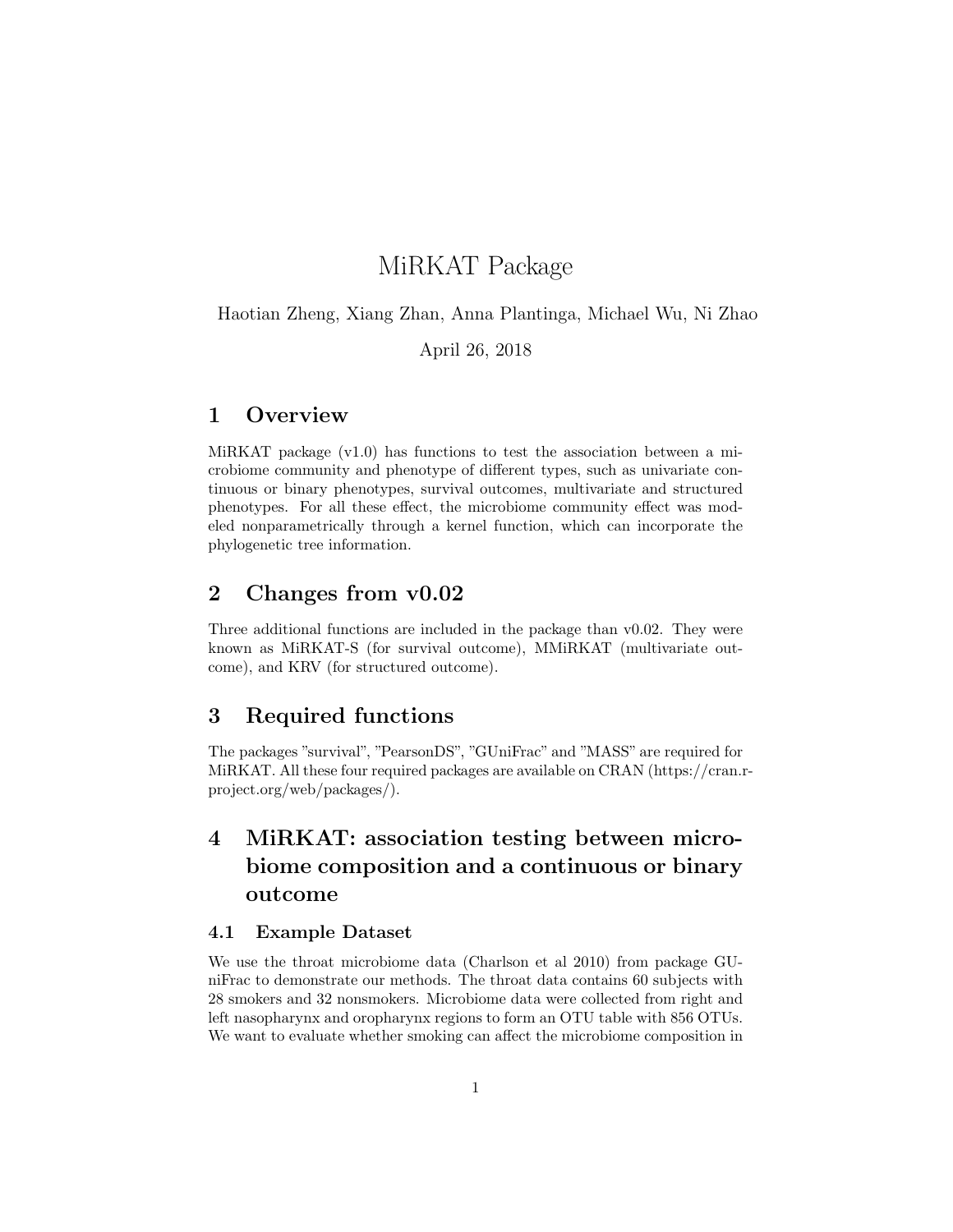# MiRKAT Package

Haotian Zheng, Xiang Zhan, Anna Plantinga, Michael Wu, Ni Zhao

April 26, 2018

## 1 Overview

MiRKAT package (v1.0) has functions to test the association between a microbiome community and phenotype of different types, such as univariate continuous or binary phenotypes, survival outcomes, multivariate and structured phenotypes. For all these effect, the microbiome community effect was modeled nonparametrically through a kernel function, which can incorporate the phylogenetic tree information.

## 2 Changes from v0.02

Three additional functions are included in the package than v0.02. They were known as MiRKAT-S (for survival outcome), MMiRKAT (multivariate outcome), and KRV (for structured outcome).

## 3 Required functions

The packages "survival", "PearsonDS", "GUniFrac" and "MASS" are required for MiRKAT. All these four required packages are available on CRAN (https://cran.r-project.org/web/packages/).

## 4 MiRKAT: association testing between microbiome composition and a continuous or binary outcome

### 4.1 Example Dataset

We use the throat microbiome data (Charlson et al 2010) from package GUniFrac to demonstrate our methods. The throat data contains 60 subjects with 28 smokers and 32 nonsmokers. Microbiome data were collected from right and left nasopharynx and oropharynx regions to form an OTU table with 856 OTUs. We want to evaluate whether smoking can affect the microbiome composition in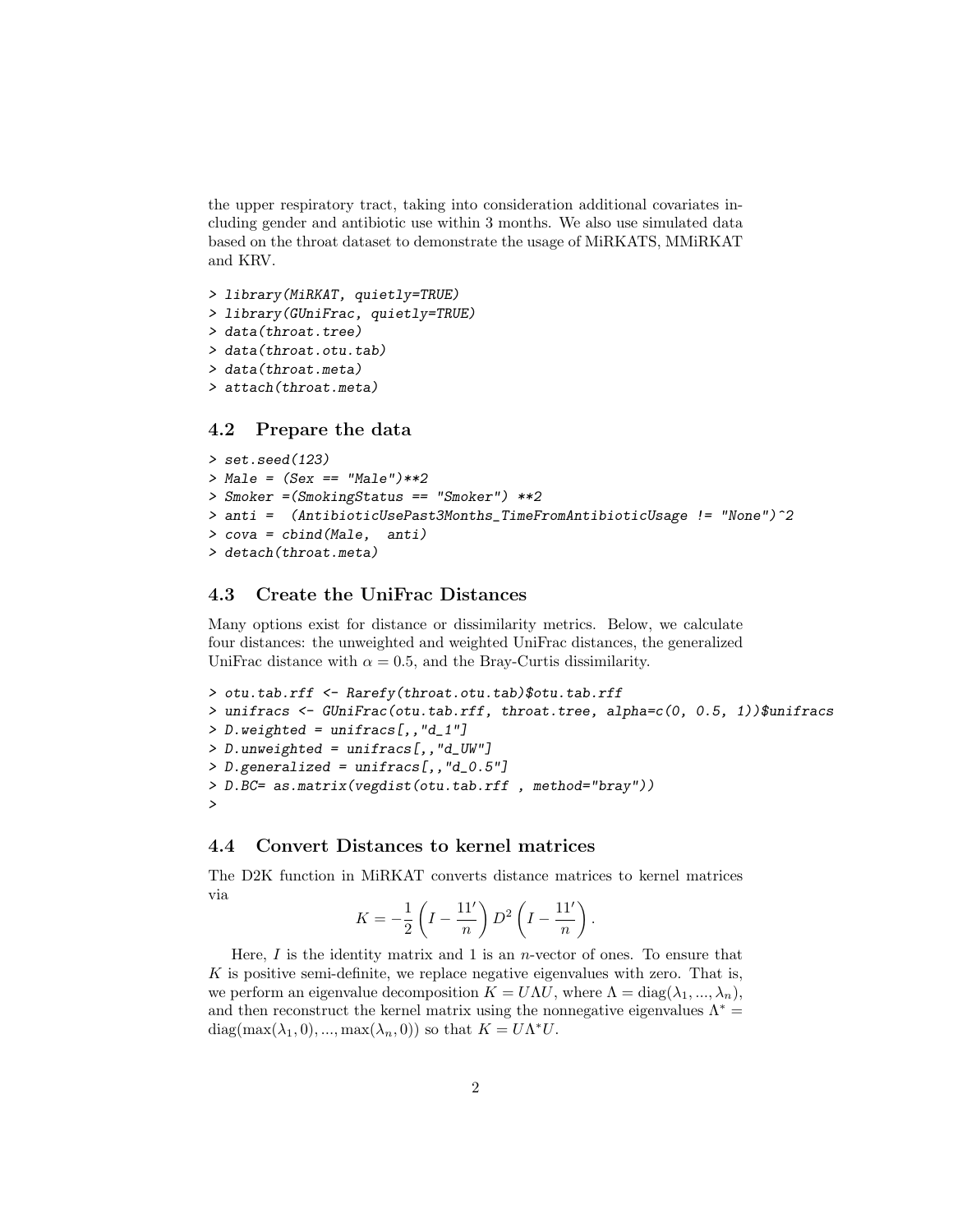the upper respiratory tract, taking into consideration additional covariates including gender and antibiotic use within 3 months. We also use simulated data based on the throat dataset to demonstrate the usage of MiRKATS, MMiRKAT and KRV.

```
> library(MiRKAT, quietly=TRUE)
> library(GUniFrac, quietly=TRUE)
> data(throat.tree)
> data(throat.otu.tab)
> data(throat.meta)
> attach(throat.meta)
```

## 4.2 Prepare the data

```
> set.seed(123)
> Male = (Sex == "Male")**2
> Smoker =(SmokingStatus == "Smoker") **2
> anti =  (AntibioticUsePast3Months_TimeFromAntibioticUsage != "None")^2
> cova = cbind(Male,  anti)
> detach(throat.meta)
```

## 4.3 Create the UniFrac Distances

Many options exist for distance or dissimilarity metrics. Below, we calculate four distances: the unweighted and weighted UniFrac distances, the generalized UniFrac distance with $\alpha = 0.5$, and the Bray-Curtis dissimilarity.

```
> otu.tab.rff <- Rarefy(throat.otu.tab)$otu.tab.rff
> unifracs <- GUniFrac(otu.tab.rff, throat.tree, alpha=c(0, 0.5, 1))$unifracs
> D.weighted = unifracs[,,"d_1"]
> D.unweighted = unifracs[,,"d_UW"]
> D.generalized = unifracs[,,"d_0.5"]
> D.BC= as.matrix(vegdist(otu.tab.rff , method="bray"))
>
```

## 4.4 Convert Distances to kernel matrices

The D2K function in MiRKAT converts distance matrices to kernel matrices via

$$K = -\frac{1}{2}\left(I - \frac{11'}{n}\right) D^2 \left(I - \frac{11'}{n}\right).$$

Here, $I$ is the identity matrix and 1 is an $n$-vector of ones. To ensure that $K$ is positive semi-definite, we replace negative eigenvalues with zero. That is, we perform an eigenvalue decomposition $K = U\Lambda U$, where $\Lambda = \text{diag}(\lambda_1, ..., \lambda_n)$, and then reconstruct the kernel matrix using the nonnegative eigenvalues $\Lambda^* = \text{diag}(\max(\lambda_1, 0), ..., \max(\lambda_n, 0))$ so that $K = U\Lambda^* U$.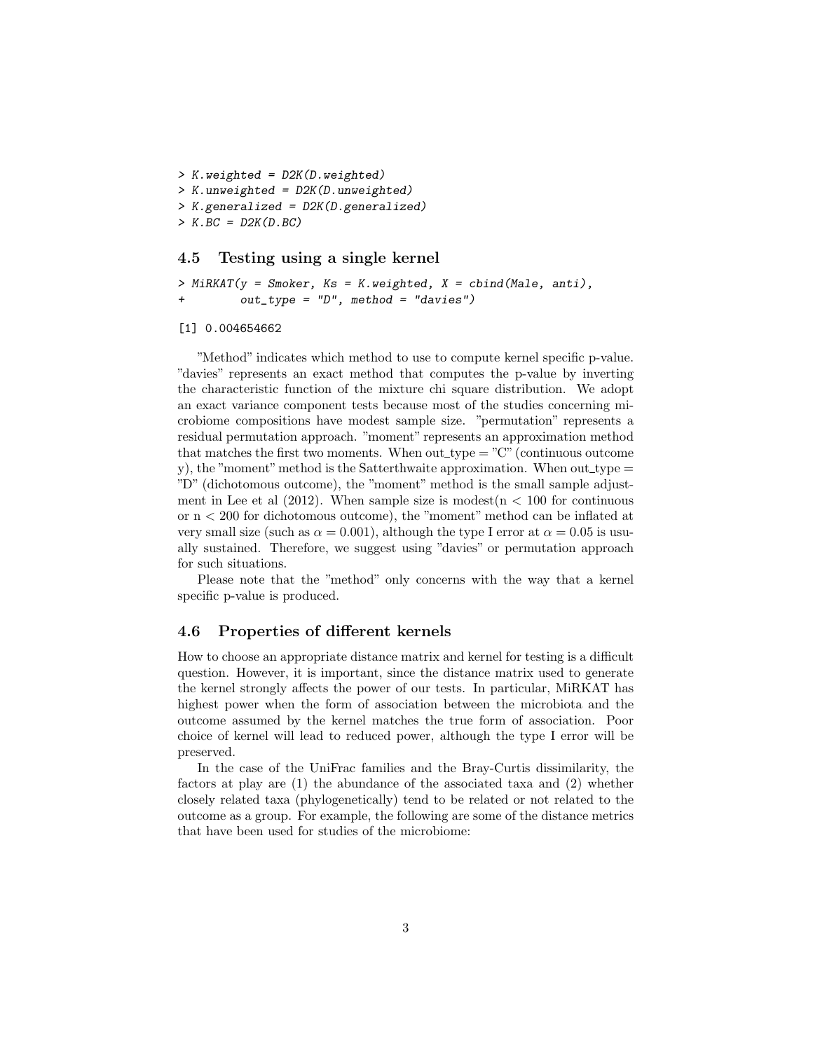```
> K.weighted = D2K(D.weighted)
> K.unweighted = D2K(D.unweighted)
> K.generalized = D2K(D.generalized)
> K.BC = D2K(D.BC)
```

### 4.5 Testing using a single kernel

```
> MiRKAT(y = Smoker, Ks = K.weighted, X = cbind(Male, anti),
+        out_type = "D", method = "davies")

[1] 0.004654662
```

"Method" indicates which method to use to compute kernel specific p-value. "davies" represents an exact method that computes the p-value by inverting the characteristic function of the mixture chi square distribution. We adopt an exact variance component tests because most of the studies concerning microbiome compositions have modest sample size. "permutation" represents a residual permutation approach. "moment" represents an approximation method that matches the first two moments. When out_type = "C" (continuous outcome y), the "moment" method is the Satterthwaite approximation. When out_type = "D" (dichotomous outcome), the "moment" method is the small sample adjustment in Lee et al (2012). When sample size is modest($n < 100$ for continuous or $n < 200$ for dichotomous outcome), the "moment" method can be inflated at very small size (such as $\alpha = 0.001$), although the type I error at $\alpha = 0.05$ is usually sustained. Therefore, we suggest using "davies" or permutation approach for such situations.

Please note that the "method" only concerns with the way that a kernel specific p-value is produced.

### 4.6 Properties of different kernels

How to choose an appropriate distance matrix and kernel for testing is a difficult question. However, it is important, since the distance matrix used to generate the kernel strongly affects the power of our tests. In particular, MiRKAT has highest power when the form of association between the microbiota and the outcome assumed by the kernel matches the true form of association. Poor choice of kernel will lead to reduced power, although the type I error will be preserved.

In the case of the UniFrac families and the Bray-Curtis dissimilarity, the factors at play are (1) the abundance of the associated taxa and (2) whether closely related taxa (phylogenetically) tend to be related or not related to the outcome as a group. For example, the following are some of the distance metrics that have been used for studies of the microbiome: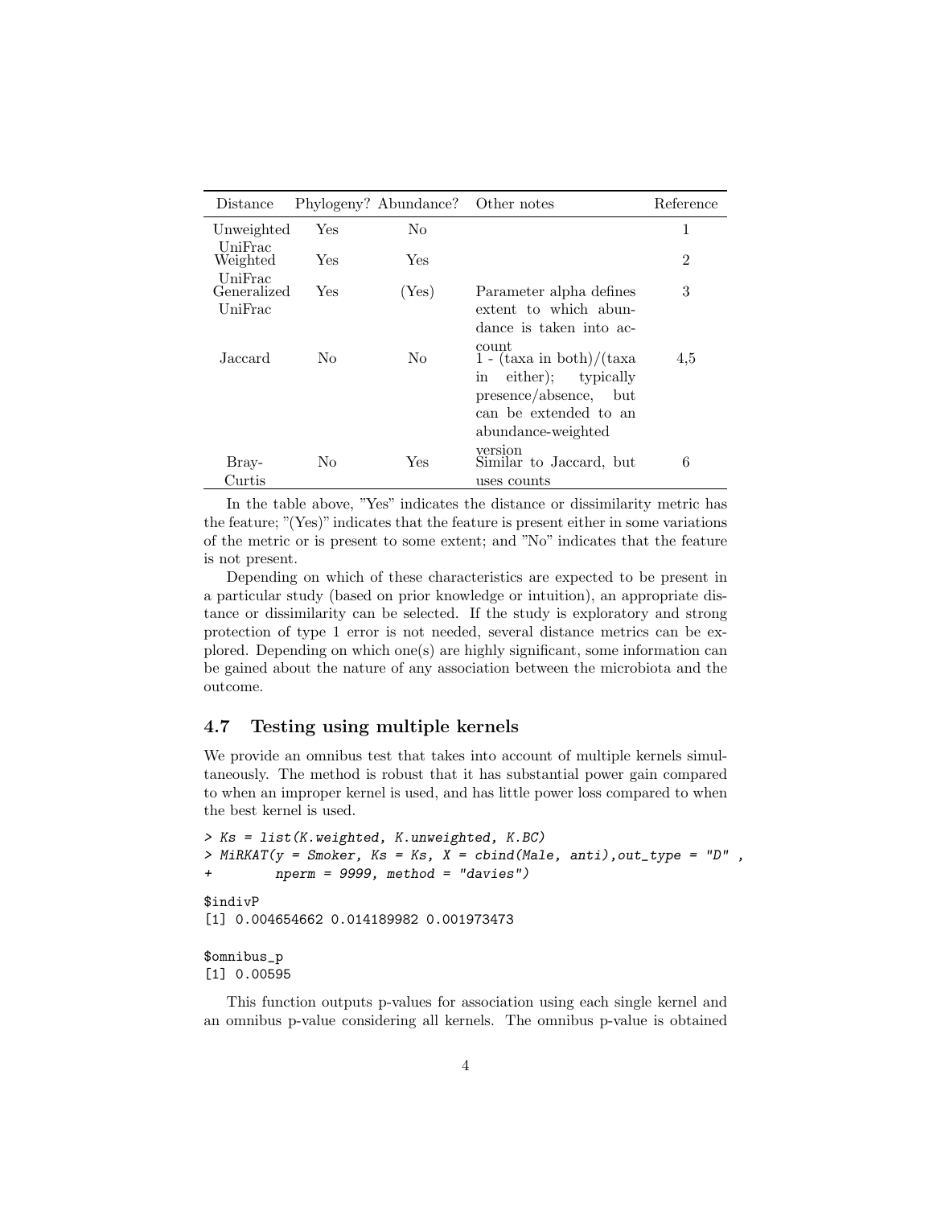| Distance | Phylogeny? | Abundance? | Other notes | Reference |
|---|---|---|---|---|
| Unweighted UniFrac | Yes | No | | 1 |
| Weighted UniFrac | Yes | Yes | | 2 |
| Generalized UniFrac | Yes | (Yes) | Parameter alpha defines extent to which abundance is taken into account | 3 |
| Jaccard | No | No | 1 - (taxa in both)/(taxa in either); typically presence/absence, but can be extended to an abundance-weighted version | 4,5 |
| Bray-Curtis | No | Yes | Similar to Jaccard, but uses counts | 6 |

In the table above, "Yes" indicates the distance or dissimilarity metric has the feature; "(Yes)" indicates that the feature is present either in some variations of the metric or is present to some extent; and "No" indicates that the feature is not present.

Depending on which of these characteristics are expected to be present in a particular study (based on prior knowledge or intuition), an appropriate distance or dissimilarity can be selected. If the study is exploratory and strong protection of type 1 error is not needed, several distance metrics can be explored. Depending on which one(s) are highly significant, some information can be gained about the nature of any association between the microbiota and the outcome.

### 4.7 Testing using multiple kernels

We provide an omnibus test that takes into account of multiple kernels simultaneously. The method is robust that it has substantial power gain compared to when an improper kernel is used, and has little power loss compared to when the best kernel is used.

```
> Ks = list(K.weighted, K.unweighted, K.BC)
> MiRKAT(y = Smoker, Ks = Ks, X = cbind(Male, anti),out_type = "D" ,
+        nperm = 9999, method = "davies")

$indivP
[1] 0.004654662 0.014189982 0.001973473

$omnibus_p
[1] 0.00595
```

This function outputs p-values for association using each single kernel and an omnibus p-value considering all kernels. The omnibus p-value is obtained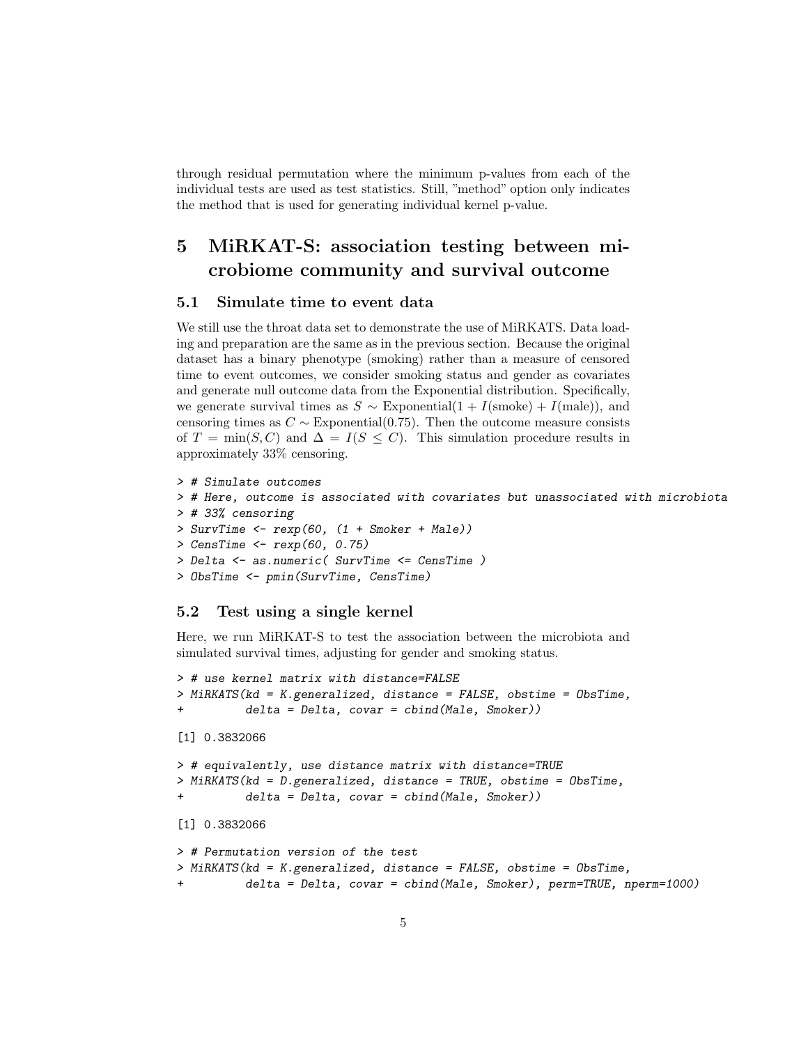through residual permutation where the minimum p-values from each of the individual tests are used as test statistics. Still, "method" option only indicates the method that is used for generating individual kernel p-value.

# 5 MiRKAT-S: association testing between microbiome community and survival outcome

## 5.1 Simulate time to event data

We still use the throat data set to demonstrate the use of MiRKATS. Data loading and preparation are the same as in the previous section. Because the original dataset has a binary phenotype (smoking) rather than a measure of censored time to event outcomes, we consider smoking status and gender as covariates and generate null outcome data from the Exponential distribution. Specifically, we generate survival times as $S \sim \text{Exponential}(1 + I(\text{smoke}) + I(\text{male}))$, and censoring times as $C \sim \text{Exponential}(0.75)$. Then the outcome measure consists of $T = \min(S, C)$ and $\Delta = I(S \leq C)$. This simulation procedure results in approximately 33% censoring.

```
> # Simulate outcomes
> # Here, outcome is associated with covariates but unassociated with microbiota
> # 33% censoring
> SurvTime <- rexp(60, (1 + Smoker + Male))
> CensTime <- rexp(60, 0.75)
> Delta <- as.numeric( SurvTime <= CensTime )
> ObsTime <- pmin(SurvTime, CensTime)
```

## 5.2 Test using a single kernel

Here, we run MiRKAT-S to test the association between the microbiota and simulated survival times, adjusting for gender and smoking status.

```
> # use kernel matrix with distance=FALSE
> MiRKATS(kd = K.generalized, distance = FALSE, obstime = ObsTime,
+         delta = Delta, covar = cbind(Male, Smoker))

[1] 0.3832066

> # equivalently, use distance matrix with distance=TRUE
> MiRKATS(kd = D.generalized, distance = TRUE, obstime = ObsTime,
+         delta = Delta, covar = cbind(Male, Smoker))

[1] 0.3832066

> # Permutation version of the test
> MiRKATS(kd = K.generalized, distance = FALSE, obstime = ObsTime,
+         delta = Delta, covar = cbind(Male, Smoker), perm=TRUE, nperm=1000)
```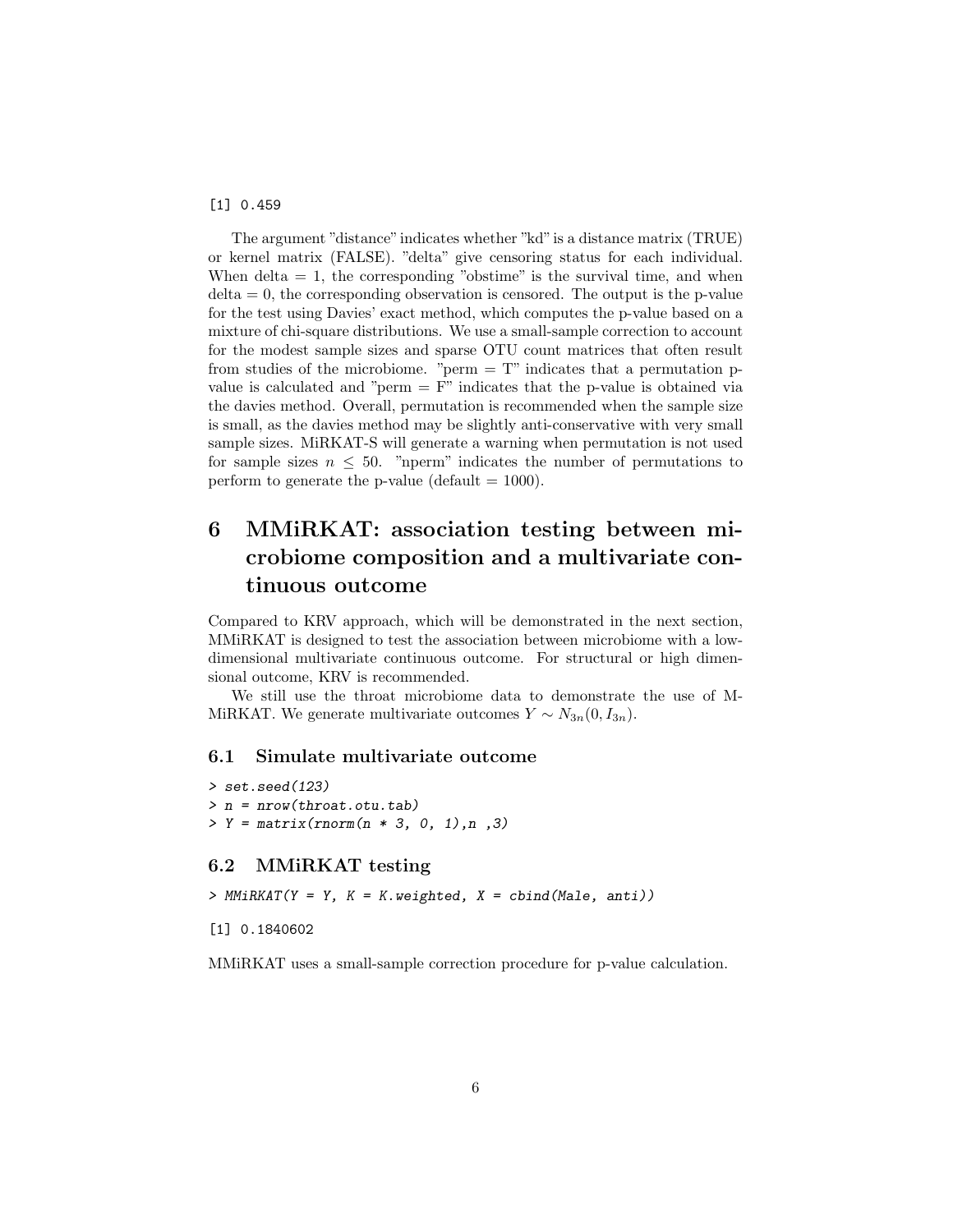```
[1] 0.459
```

The argument "distance" indicates whether "kd" is a distance matrix (TRUE) or kernel matrix (FALSE). "delta" give censoring status for each individual. When delta = 1, the corresponding "obstime" is the survival time, and when delta = 0, the corresponding observation is censored. The output is the p-value for the test using Davies' exact method, which computes the p-value based on a mixture of chi-square distributions. We use a small-sample correction to account for the modest sample sizes and sparse OTU count matrices that often result from studies of the microbiome. "perm = T" indicates that a permutation p-value is calculated and "perm = F" indicates that the p-value is obtained via the davies method. Overall, permutation is recommended when the sample size is small, as the davies method may be slightly anti-conservative with very small sample sizes. MiRKAT-S will generate a warning when permutation is not used for sample sizes $n \leq 50$. "nperm" indicates the number of permutations to perform to generate the p-value (default = 1000).

# 6 MMiRKAT: association testing between microbiome composition and a multivariate continuous outcome

Compared to KRV approach, which will be demonstrated in the next section, MMiRKAT is designed to test the association between microbiome with a low-dimensional multivariate continuous outcome. For structural or high dimensional outcome, KRV is recommended.

We still use the throat microbiome data to demonstrate the use of MMiRKAT. We generate multivariate outcomes $Y \sim N_{3n}(0, I_{3n})$.

## 6.1 Simulate multivariate outcome

```
> set.seed(123)
> n = nrow(throat.otu.tab)
> Y = matrix(rnorm(n * 3, 0, 1),n ,3)
```

## 6.2 MMiRKAT testing

```
> MMiRKAT(Y = Y, K = K.weighted, X = cbind(Male, anti))
```

```
[1] 0.1840602
```

MMiRKAT uses a small-sample correction procedure for p-value calculation.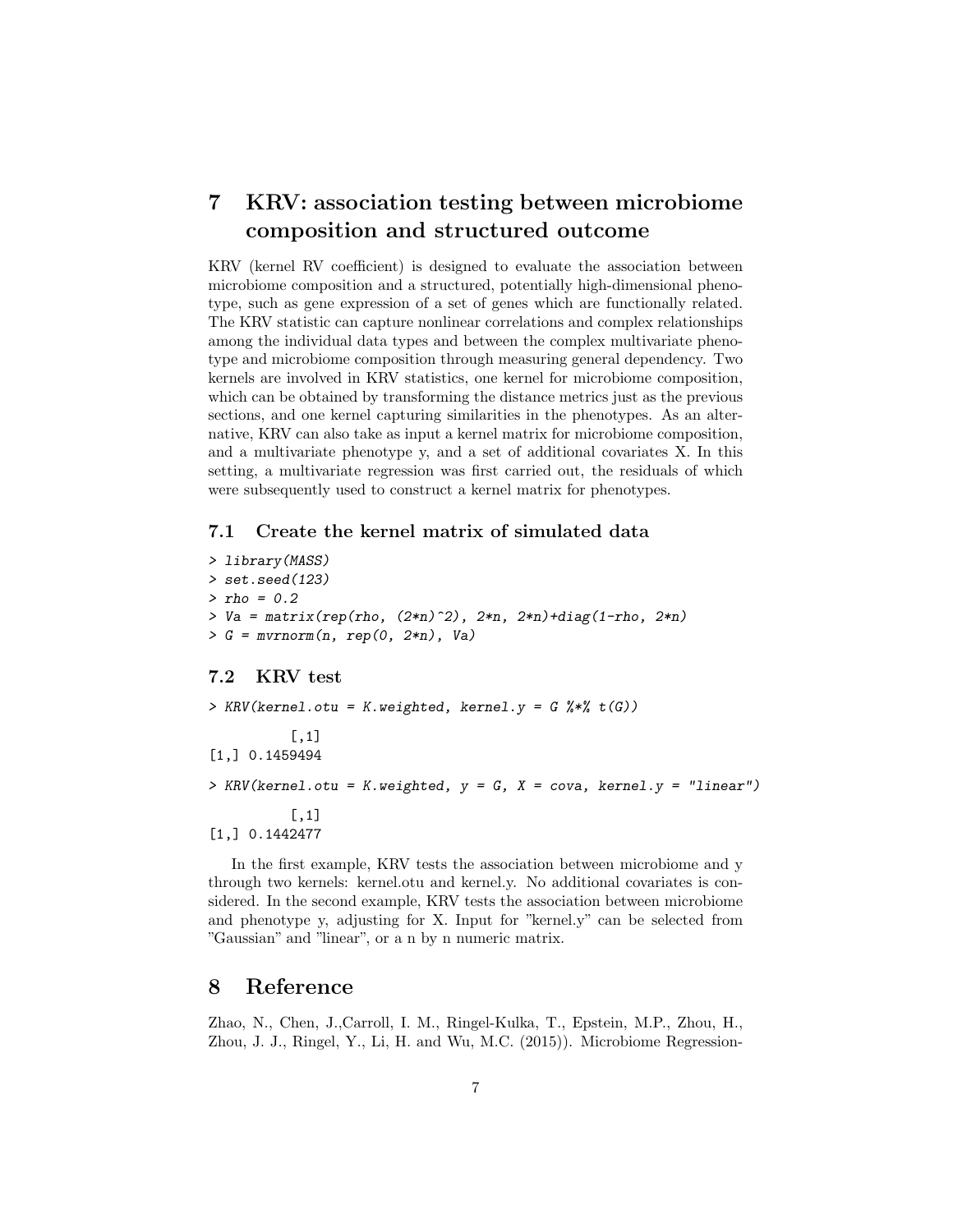# 7 KRV: association testing between microbiome composition and structured outcome

KRV (kernel RV coefficient) is designed to evaluate the association between microbiome composition and a structured, potentially high-dimensional phenotype, such as gene expression of a set of genes which are functionally related. The KRV statistic can capture nonlinear correlations and complex relationships among the individual data types and between the complex multivariate phenotype and microbiome composition through measuring general dependency. Two kernels are involved in KRV statistics, one kernel for microbiome composition, which can be obtained by transforming the distance metrics just as the previous sections, and one kernel capturing similarities in the phenotypes. As an alternative, KRV can also take as input a kernel matrix for microbiome composition, and a multivariate phenotype y, and a set of additional covariates X. In this setting, a multivariate regression was first carried out, the residuals of which were subsequently used to construct a kernel matrix for phenotypes.

## 7.1 Create the kernel matrix of simulated data

```
> library(MASS)
> set.seed(123)
> rho = 0.2
> Va = matrix(rep(rho, (2*n)^2), 2*n, 2*n)+diag(1-rho, 2*n)
> G = mvrnorm(n, rep(0, 2*n), Va)
```

## 7.2 KRV test

```
> KRV(kernel.otu = K.weighted, kernel.y = G %*% t(G))

          [,1]
[1,] 0.1459494

> KRV(kernel.otu = K.weighted, y = G, X = cova, kernel.y = "linear")

          [,1]
[1,] 0.1442477
```

In the first example, KRV tests the association between microbiome and y through two kernels: kernel.otu and kernel.y. No additional covariates is considered. In the second example, KRV tests the association between microbiome and phenotype y, adjusting for X. Input for "kernel.y" can be selected from "Gaussian" and "linear", or a n by n numeric matrix.

# 8 Reference

Zhao, N., Chen, J.,Carroll, I. M., Ringel-Kulka, T., Epstein, M.P., Zhou, H., Zhou, J. J., Ringel, Y., Li, H. and Wu, M.C. (2015)). Microbiome Regression-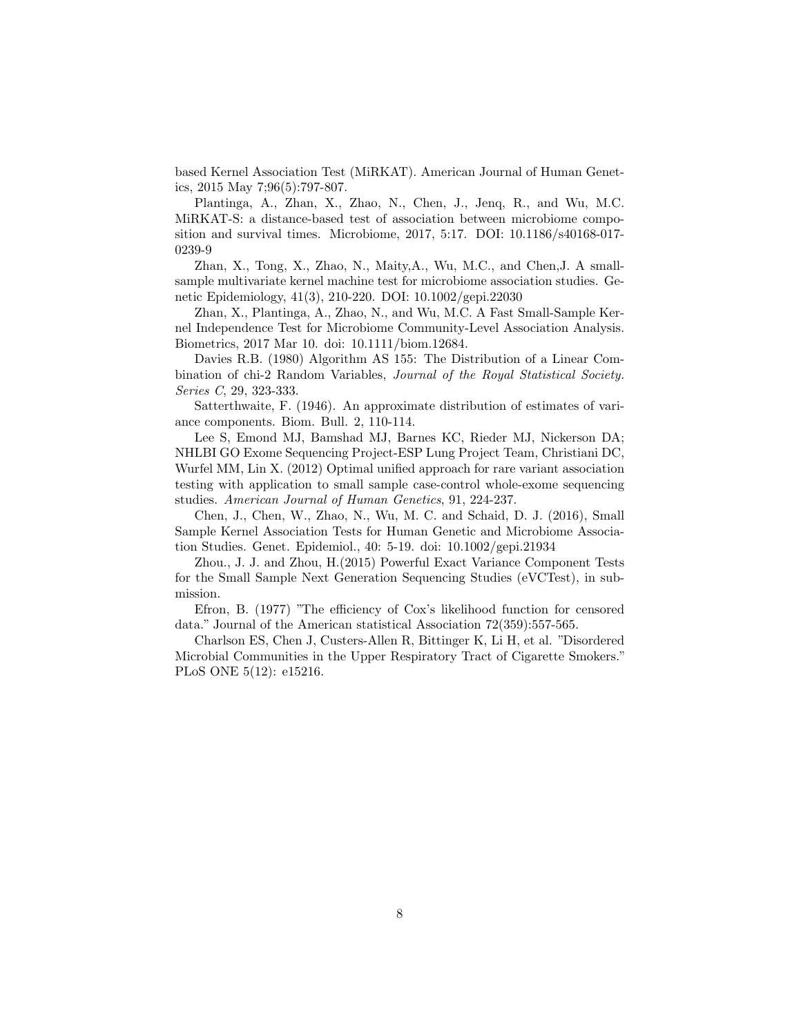based Kernel Association Test (MiRKAT). American Journal of Human Genetics, 2015 May 7;96(5):797-807.

Plantinga, A., Zhan, X., Zhao, N., Chen, J., Jenq, R., and Wu, M.C. MiRKAT-S: a distance-based test of association between microbiome composition and survival times. Microbiome, 2017, 5:17. DOI: 10.1186/s40168-017-0239-9

Zhan, X., Tong, X., Zhao, N., Maity,A., Wu, M.C., and Chen,J. A small-sample multivariate kernel machine test for microbiome association studies. Genetic Epidemiology, 41(3), 210-220. DOI: 10.1002/gepi.22030

Zhan, X., Plantinga, A., Zhao, N., and Wu, M.C. A Fast Small-Sample Kernel Independence Test for Microbiome Community-Level Association Analysis. Biometrics, 2017 Mar 10. doi: 10.1111/biom.12684.

Davies R.B. (1980) Algorithm AS 155: The Distribution of a Linear Combination of chi-2 Random Variables, *Journal of the Royal Statistical Society. Series C*, 29, 323-333.

Satterthwaite, F. (1946). An approximate distribution of estimates of variance components. Biom. Bull. 2, 110-114.

Lee S, Emond MJ, Bamshad MJ, Barnes KC, Rieder MJ, Nickerson DA; NHLBI GO Exome Sequencing Project-ESP Lung Project Team, Christiani DC, Wurfel MM, Lin X. (2012) Optimal unified approach for rare variant association testing with application to small sample case-control whole-exome sequencing studies. *American Journal of Human Genetics*, 91, 224-237.

Chen, J., Chen, W., Zhao, N., Wu, M. C. and Schaid, D. J. (2016), Small Sample Kernel Association Tests for Human Genetic and Microbiome Association Studies. Genet. Epidemiol., 40: 5-19. doi: 10.1002/gepi.21934

Zhou., J. J. and Zhou, H.(2015) Powerful Exact Variance Component Tests for the Small Sample Next Generation Sequencing Studies (eVCTest), in submission.

Efron, B. (1977) "The efficiency of Cox's likelihood function for censored data." Journal of the American statistical Association 72(359):557-565.

Charlson ES, Chen J, Custers-Allen R, Bittinger K, Li H, et al. "Disordered Microbial Communities in the Upper Respiratory Tract of Cigarette Smokers." PLoS ONE 5(12): e15216.